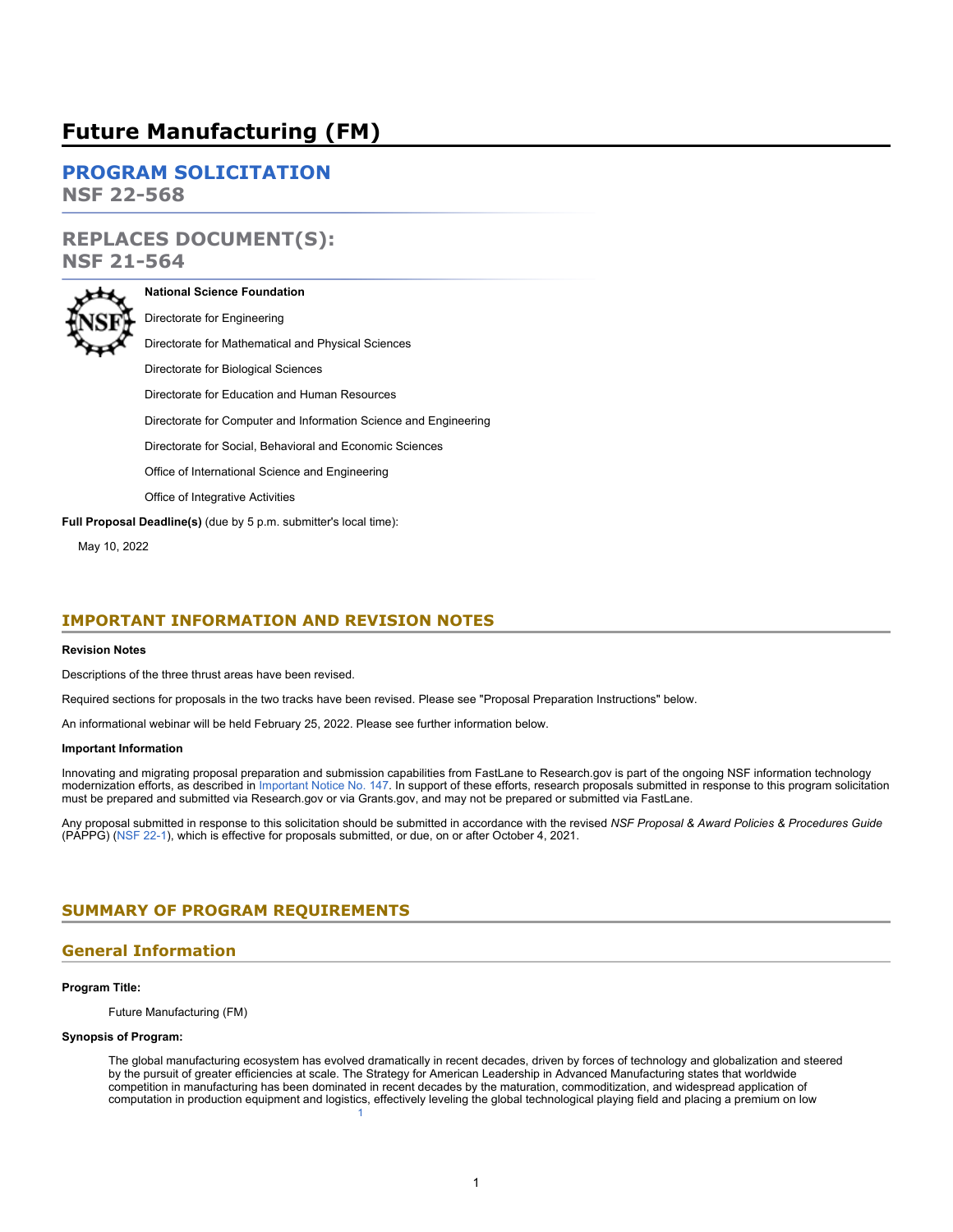# Future Manufacturing (FM)

## PROGRAM SOLICITATION
**NSF 22-568**

## REPLACES DOCUMENT(S):
**NSF 21-564**

**National Science Foundation**

Directorate for Engineering

Directorate for Mathematical and Physical Sciences

Directorate for Biological Sciences

Directorate for Education and Human Resources

Directorate for Computer and Information Science and Engineering

Directorate for Social, Behavioral and Economic Sciences

Office of International Science and Engineering

Office of Integrative Activities

**Full Proposal Deadline(s)** (due by 5 p.m. submitter's local time):

May 10, 2022

## IMPORTANT INFORMATION AND REVISION NOTES

**Revision Notes**

Descriptions of the three thrust areas have been revised.

Required sections for proposals in the two tracks have been revised. Please see "Proposal Preparation Instructions" below.

An informational webinar will be held February 25, 2022. Please see further information below.

**Important Information**

Innovating and migrating proposal preparation and submission capabilities from FastLane to Research.gov is part of the ongoing NSF information technology modernization efforts, as described in Important Notice No. 147. In support of these efforts, research proposals submitted in response to this program solicitation must be prepared and submitted via Research.gov or via Grants.gov, and may not be prepared or submitted via FastLane.

Any proposal submitted in response to this solicitation should be submitted in accordance with the revised *NSF Proposal & Award Policies & Procedures Guide* (PAPPG) (NSF 22-1), which is effective for proposals submitted, or due, on or after October 4, 2021.

## SUMMARY OF PROGRAM REQUIREMENTS

### General Information

**Program Title:**

Future Manufacturing (FM)

**Synopsis of Program:**

The global manufacturing ecosystem has evolved dramatically in recent decades, driven by forces of technology and globalization and steered by the pursuit of greater efficiencies at scale. The Strategy for American Leadership in Advanced Manufacturing states that worldwide competition in manufacturing has been dominated in recent decades by the maturation, commoditization, and widespread application of computation in production equipment and logistics, effectively leveling the global technological playing field and placing a premium on low [1]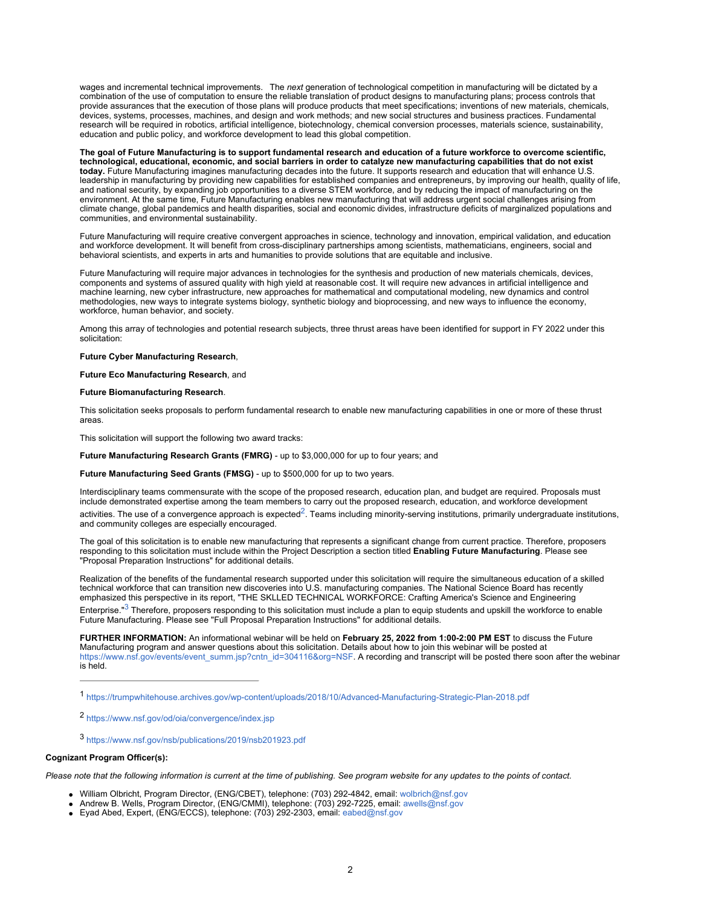wages and incremental technical improvements. The *next* generation of technological competition in manufacturing will be dictated by a combination of the use of computation to ensure the reliable translation of product designs to manufacturing plans; process controls that provide assurances that the execution of those plans will produce products that meet specifications; inventions of new materials, chemicals, devices, systems, processes, machines, and design and work methods; and new social structures and business practices. Fundamental research will be required in robotics, artificial intelligence, biotechnology, chemical conversion processes, materials science, sustainability, education and public policy, and workforce development to lead this global competition.

**The goal of Future Manufacturing is to support fundamental research and education of a future workforce to overcome scientific, technological, educational, economic, and social barriers in order to catalyze new manufacturing capabilities that do not exist today.** Future Manufacturing imagines manufacturing decades into the future. It supports research and education that will enhance U.S. leadership in manufacturing by providing new capabilities for established companies and entrepreneurs, by improving our health, quality of life, and national security, by expanding job opportunities to a diverse STEM workforce, and by reducing the impact of manufacturing on the environment. At the same time, Future Manufacturing enables new manufacturing that will address urgent social challenges arising from climate change, global pandemics and health disparities, social and economic divides, infrastructure deficits of marginalized populations and communities, and environmental sustainability.

Future Manufacturing will require creative convergent approaches in science, technology and innovation, empirical validation, and education and workforce development. It will benefit from cross-disciplinary partnerships among scientists, mathematicians, engineers, social and behavioral scientists, and experts in arts and humanities to provide solutions that are equitable and inclusive.

Future Manufacturing will require major advances in technologies for the synthesis and production of new materials chemicals, devices, components and systems of assured quality with high yield at reasonable cost. It will require new advances in artificial intelligence and machine learning, new cyber infrastructure, new approaches for mathematical and computational modeling, new dynamics and control methodologies, new ways to integrate systems biology, synthetic biology and bioprocessing, and new ways to influence the economy, workforce, human behavior, and society.

Among this array of technologies and potential research subjects, three thrust areas have been identified for support in FY 2022 under this solicitation:

**Future Cyber Manufacturing Research**,

**Future Eco Manufacturing Research**, and

**Future Biomanufacturing Research**.

This solicitation seeks proposals to perform fundamental research to enable new manufacturing capabilities in one or more of these thrust areas.

This solicitation will support the following two award tracks:

**Future Manufacturing Research Grants (FMRG)** - up to $3,000,000 for up to four years; and

**Future Manufacturing Seed Grants (FMSG)** - up to $500,000 for up to two years.

Interdisciplinary teams commensurate with the scope of the proposed research, education plan, and budget are required. Proposals must include demonstrated expertise among the team members to carry out the proposed research, education, and workforce development activities. The use of a convergence approach is expected[2]. Teams including minority-serving institutions, primarily undergraduate institutions, and community colleges are especially encouraged.

The goal of this solicitation is to enable new manufacturing that represents a significant change from current practice. Therefore, proposers responding to this solicitation must include within the Project Description a section titled **Enabling Future Manufacturing**. Please see "Proposal Preparation Instructions" for additional details.

Realization of the benefits of the fundamental research supported under this solicitation will require the simultaneous education of a skilled technical workforce that can transition new discoveries into U.S. manufacturing companies. The National Science Board has recently emphasized this perspective in its report, "THE SKLLED TECHNICAL WORKFORCE: Crafting America's Science and Engineering Enterprise."[3] Therefore, proposers responding to this solicitation must include a plan to equip students and upskill the workforce to enable Future Manufacturing. Please see "Full Proposal Preparation Instructions" for additional details.

**FURTHER INFORMATION:** An informational webinar will be held on **February 25, 2022 from 1:00-2:00 PM EST** to discuss the Future Manufacturing program and answer questions about this solicitation. Details about how to join this webinar will be posted at https://www.nsf.gov/events/event_summ.jsp?cntn_id=304116&org=NSF. A recording and transcript will be posted there soon after the webinar is held.

---

[1] https://trumpwhitehouse.archives.gov/wp-content/uploads/2018/10/Advanced-Manufacturing-Strategic-Plan-2018.pdf

[2] https://www.nsf.gov/od/oia/convergence/index.jsp

[3] https://www.nsf.gov/nsb/publications/2019/nsb201923.pdf

**Cognizant Program Officer(s):**

*Please note that the following information is current at the time of publishing. See program website for any updates to the points of contact.*

- William Olbricht, Program Director, (ENG/CBET), telephone: (703) 292-4842, email: wolbrich@nsf.gov
- Andrew B. Wells, Program Director, (ENG/CMMI), telephone: (703) 292-7225, email: awells@nsf.gov
- Eyad Abed, Expert, (ENG/ECCS), telephone: (703) 292-2303, email: eabed@nsf.gov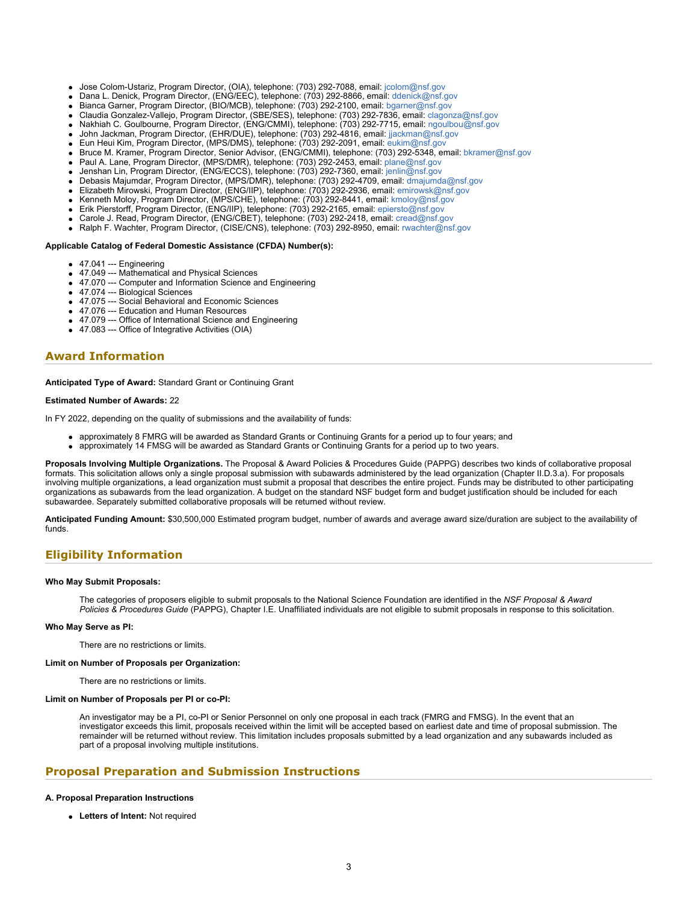- Jose Colom-Ustariz, Program Director, (OIA), telephone: (703) 292-7088, email: jcolom@nsf.gov
- Dana L. Denick, Program Director, (ENG/EEC), telephone: (703) 292-8866, email: ddenick@nsf.gov
- Bianca Garner, Program Director, (BIO/MCB), telephone: (703) 292-2100, email: bgarner@nsf.gov
- Claudia Gonzalez-Vallejo, Program Director, (SBE/SES), telephone: (703) 292-7836, email: clagonza@nsf.gov
- Nakhiah C. Goulbourne, Program Director, (ENG/CMMI), telephone: (703) 292-7715, email: ngoulbou@nsf.gov
- John Jackman, Program Director, (EHR/DUE), telephone: (703) 292-4816, email: jjackman@nsf.gov
- Eun Heui Kim, Program Director, (MPS/DMS), telephone: (703) 292-2091, email: eukim@nsf.gov
- Bruce M. Kramer, Program Director, Senior Advisor, (ENG/CMMI), telephone: (703) 292-5348, email: bkramer@nsf.gov
- Paul A. Lane, Program Director, (MPS/DMR), telephone: (703) 292-2453, email: plane@nsf.gov
- Jenshan Lin, Program Director, (ENG/ECCS), telephone: (703) 292-7360, email: jenlin@nsf.gov
- Debasis Majumdar, Program Director, (MPS/DMR), telephone: (703) 292-4709, email: dmajumda@nsf.gov
- Elizabeth Mirowski, Program Director, (ENG/IIP), telephone: (703) 292-2936, email: emirowsk@nsf.gov
- Kenneth Moloy, Program Director, (MPS/CHE), telephone: (703) 292-8441, email: kmoloy@nsf.gov
- Erik Pierstorff, Program Director, (ENG/IIP), telephone: (703) 292-2165, email: epiersto@nsf.gov
- Carole J. Read, Program Director, (ENG/CBET), telephone: (703) 292-2418, email: cread@nsf.gov
- Ralph F. Wachter, Program Director, (CISE/CNS), telephone: (703) 292-8950, email: rwachter@nsf.gov

**Applicable Catalog of Federal Domestic Assistance (CFDA) Number(s):**

- 47.041 --- Engineering
- 47.049 --- Mathematical and Physical Sciences
- 47.070 --- Computer and Information Science and Engineering
- 47.074 --- Biological Sciences
- 47.075 --- Social Behavioral and Economic Sciences
- 47.076 --- Education and Human Resources
- 47.079 --- Office of International Science and Engineering
- 47.083 --- Office of Integrative Activities (OIA)

## Award Information

**Anticipated Type of Award:** Standard Grant or Continuing Grant

**Estimated Number of Awards:** 22

In FY 2022, depending on the quality of submissions and the availability of funds:

- approximately 8 FMRG will be awarded as Standard Grants or Continuing Grants for a period up to four years; and
- approximately 14 FMSG will be awarded as Standard Grants or Continuing Grants for a period up to two years.

**Proposals Involving Multiple Organizations.** The Proposal & Award Policies & Procedures Guide (PAPPG) describes two kinds of collaborative proposal formats. This solicitation allows only a single proposal submission with subawards administered by the lead organization (Chapter II.D.3.a). For proposals involving multiple organizations, a lead organization must submit a proposal that describes the entire project. Funds may be distributed to other participating organizations as subawards from the lead organization. A budget on the standard NSF budget form and budget justification should be included for each subawardee. Separately submitted collaborative proposals will be returned without review.

**Anticipated Funding Amount:** $30,500,000 Estimated program budget, number of awards and average award size/duration are subject to the availability of funds.

## Eligibility Information

**Who May Submit Proposals:**

The categories of proposers eligible to submit proposals to the National Science Foundation are identified in the *NSF Proposal & Award Policies & Procedures Guide* (PAPPG), Chapter I.E. Unaffiliated individuals are not eligible to submit proposals in response to this solicitation.

**Who May Serve as PI:**

There are no restrictions or limits.

**Limit on Number of Proposals per Organization:**

There are no restrictions or limits.

**Limit on Number of Proposals per PI or co-PI:**

An investigator may be a PI, co-PI or Senior Personnel on only one proposal in each track (FMRG and FMSG). In the event that an investigator exceeds this limit, proposals received within the limit will be accepted based on earliest date and time of proposal submission. The remainder will be returned without review. This limitation includes proposals submitted by a lead organization and any subawards included as part of a proposal involving multiple institutions.

## Proposal Preparation and Submission Instructions

**A. Proposal Preparation Instructions**

- **Letters of Intent:** Not required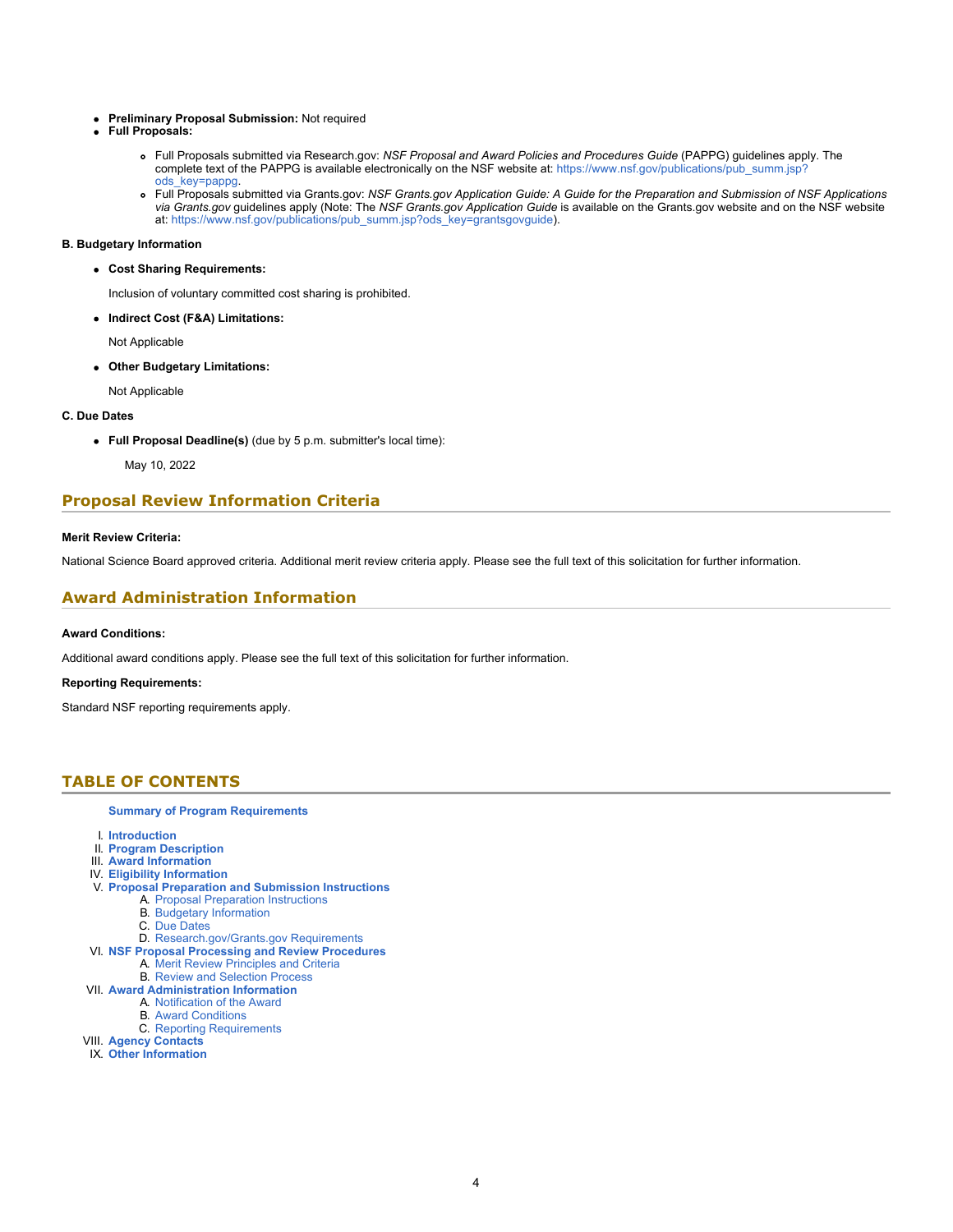- **Preliminary Proposal Submission:** Not required
- **Full Proposals:**
  - Full Proposals submitted via Research.gov: *NSF Proposal and Award Policies and Procedures Guide* (PAPPG) guidelines apply. The complete text of the PAPPG is available electronically on the NSF website at: https://www.nsf.gov/publications/pub_summ.jsp?ods_key=pappg.
  - Full Proposals submitted via Grants.gov: *NSF Grants.gov Application Guide: A Guide for the Preparation and Submission of NSF Applications via Grants.gov* guidelines apply (Note: The *NSF Grants.gov Application Guide* is available on the Grants.gov website and on the NSF website at: https://www.nsf.gov/publications/pub_summ.jsp?ods_key=grantsgovguide).

**B. Budgetary Information**

- **Cost Sharing Requirements:**

  Inclusion of voluntary committed cost sharing is prohibited.

- **Indirect Cost (F&A) Limitations:**

  Not Applicable

- **Other Budgetary Limitations:**

  Not Applicable

**C. Due Dates**

- **Full Proposal Deadline(s)** (due by 5 p.m. submitter's local time):

  May 10, 2022

## Proposal Review Information Criteria

**Merit Review Criteria:**

National Science Board approved criteria. Additional merit review criteria apply. Please see the full text of this solicitation for further information.

## Award Administration Information

**Award Conditions:**

Additional award conditions apply. Please see the full text of this solicitation for further information.

**Reporting Requirements:**

Standard NSF reporting requirements apply.

## TABLE OF CONTENTS

**Summary of Program Requirements**

I. **Introduction**
II. **Program Description**
III. **Award Information**
IV. **Eligibility Information**
V. **Proposal Preparation and Submission Instructions**
   A. Proposal Preparation Instructions
   B. Budgetary Information
   C. Due Dates
   D. Research.gov/Grants.gov Requirements
VI. **NSF Proposal Processing and Review Procedures**
   A. Merit Review Principles and Criteria
   B. Review and Selection Process
VII. **Award Administration Information**
   A. Notification of the Award
   B. Award Conditions
   C. Reporting Requirements
VIII. **Agency Contacts**
IX. **Other Information**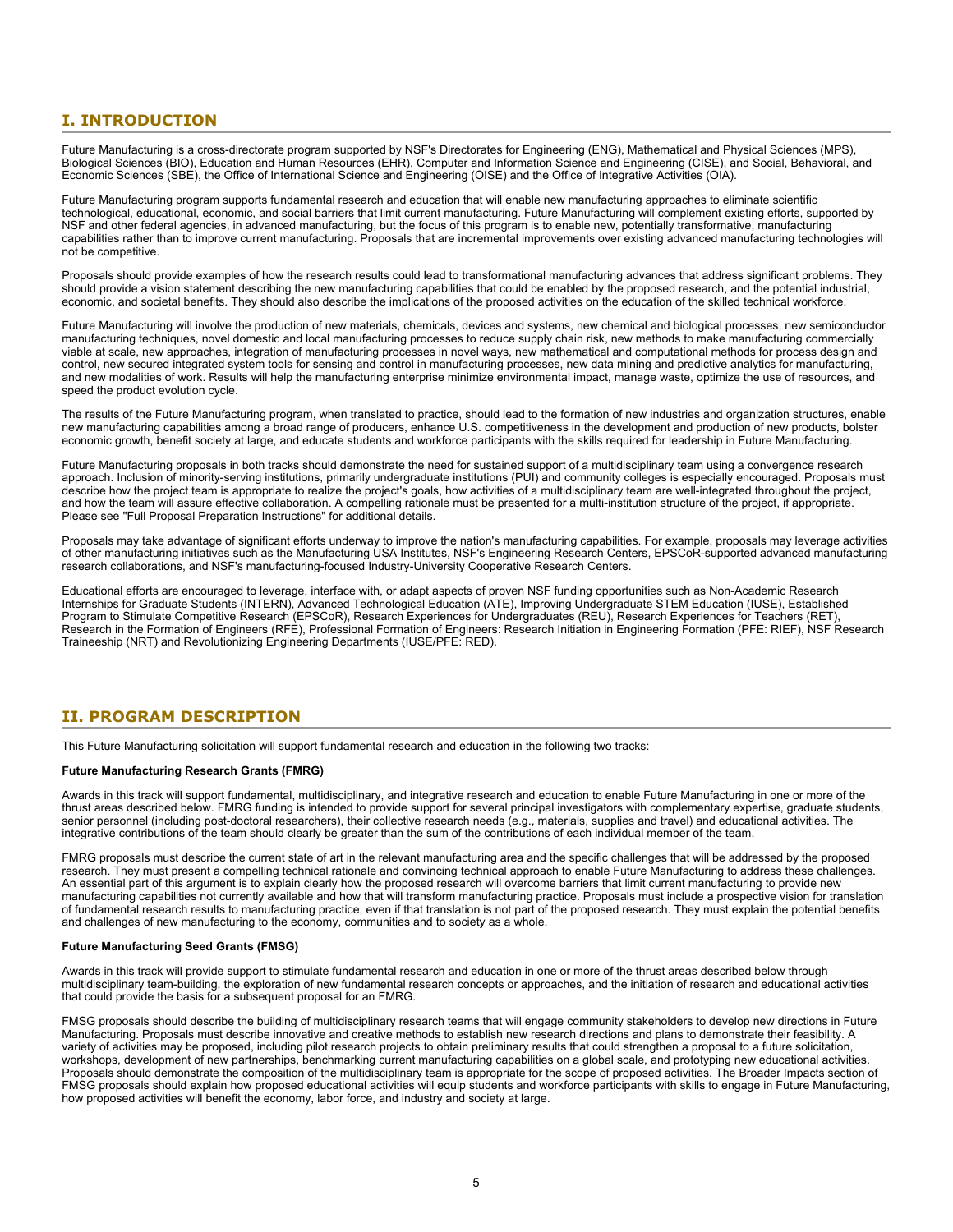## I. INTRODUCTION

Future Manufacturing is a cross-directorate program supported by NSF's Directorates for Engineering (ENG), Mathematical and Physical Sciences (MPS), Biological Sciences (BIO), Education and Human Resources (EHR), Computer and Information Science and Engineering (CISE), and Social, Behavioral, and Economic Sciences (SBE), the Office of International Science and Engineering (OISE) and the Office of Integrative Activities (OIA).

Future Manufacturing program supports fundamental research and education that will enable new manufacturing approaches to eliminate scientific technological, educational, economic, and social barriers that limit current manufacturing. Future Manufacturing will complement existing efforts, supported by NSF and other federal agencies, in advanced manufacturing, but the focus of this program is to enable new, potentially transformative, manufacturing capabilities rather than to improve current manufacturing. Proposals that are incremental improvements over existing advanced manufacturing technologies will not be competitive.

Proposals should provide examples of how the research results could lead to transformational manufacturing advances that address significant problems. They should provide a vision statement describing the new manufacturing capabilities that could be enabled by the proposed research, and the potential industrial, economic, and societal benefits. They should also describe the implications of the proposed activities on the education of the skilled technical workforce.

Future Manufacturing will involve the production of new materials, chemicals, devices and systems, new chemical and biological processes, new semiconductor manufacturing techniques, novel domestic and local manufacturing processes to reduce supply chain risk, new methods to make manufacturing commercially viable at scale, new approaches, integration of manufacturing processes in novel ways, new mathematical and computational methods for process design and control, new secured integrated system tools for sensing and control in manufacturing processes, new data mining and predictive analytics for manufacturing, and new modalities of work. Results will help the manufacturing enterprise minimize environmental impact, manage waste, optimize the use of resources, and speed the product evolution cycle.

The results of the Future Manufacturing program, when translated to practice, should lead to the formation of new industries and organization structures, enable new manufacturing capabilities among a broad range of producers, enhance U.S. competitiveness in the development and production of new products, bolster economic growth, benefit society at large, and educate students and workforce participants with the skills required for leadership in Future Manufacturing.

Future Manufacturing proposals in both tracks should demonstrate the need for sustained support of a multidisciplinary team using a convergence research approach. Inclusion of minority-serving institutions, primarily undergraduate institutions (PUI) and community colleges is especially encouraged. Proposals must describe how the project team is appropriate to realize the project's goals, how activities of a multidisciplinary team are well-integrated throughout the project, and how the team will assure effective collaboration. A compelling rationale must be presented for a multi-institution structure of the project, if appropriate. Please see "Full Proposal Preparation Instructions" for additional details.

Proposals may take advantage of significant efforts underway to improve the nation's manufacturing capabilities. For example, proposals may leverage activities of other manufacturing initiatives such as the Manufacturing USA Institutes, NSF's Engineering Research Centers, EPSCoR-supported advanced manufacturing research collaborations, and NSF's manufacturing-focused Industry-University Cooperative Research Centers.

Educational efforts are encouraged to leverage, interface with, or adapt aspects of proven NSF funding opportunities such as Non-Academic Research Internships for Graduate Students (INTERN), Advanced Technological Education (ATE), Improving Undergraduate STEM Education (IUSE), Established Program to Stimulate Competitive Research (EPSCoR), Research Experiences for Undergraduates (REU), Research Experiences for Teachers (RET), Research in the Formation of Engineers (RFE), Professional Formation of Engineers: Research Initiation in Engineering Formation (PFE: RIEF), NSF Research Traineeship (NRT) and Revolutionizing Engineering Departments (IUSE/PFE: RED).

## II. PROGRAM DESCRIPTION

This Future Manufacturing solicitation will support fundamental research and education in the following two tracks:

**Future Manufacturing Research Grants (FMRG)**

Awards in this track will support fundamental, multidisciplinary, and integrative research and education to enable Future Manufacturing in one or more of the thrust areas described below. FMRG funding is intended to provide support for several principal investigators with complementary expertise, graduate students, senior personnel (including post-doctoral researchers), their collective research needs (e.g., materials, supplies and travel) and educational activities. The integrative contributions of the team should clearly be greater than the sum of the contributions of each individual member of the team.

FMRG proposals must describe the current state of art in the relevant manufacturing area and the specific challenges that will be addressed by the proposed research. They must present a compelling technical rationale and convincing technical approach to enable Future Manufacturing to address these challenges. An essential part of this argument is to explain clearly how the proposed research will overcome barriers that limit current manufacturing to provide new manufacturing capabilities not currently available and how that will transform manufacturing practice. Proposals must include a prospective vision for translation of fundamental research results to manufacturing practice, even if that translation is not part of the proposed research. They must explain the potential benefits and challenges of new manufacturing to the economy, communities and to society as a whole.

**Future Manufacturing Seed Grants (FMSG)**

Awards in this track will provide support to stimulate fundamental research and education in one or more of the thrust areas described below through multidisciplinary team-building, the exploration of new fundamental research concepts or approaches, and the initiation of research and educational activities that could provide the basis for a subsequent proposal for an FMRG.

FMSG proposals should describe the building of multidisciplinary research teams that will engage community stakeholders to develop new directions in Future Manufacturing. Proposals must describe innovative and creative methods to establish new research directions and plans to demonstrate their feasibility. A variety of activities may be proposed, including pilot research projects to obtain preliminary results that could strengthen a proposal to a future solicitation, workshops, development of new partnerships, benchmarking current manufacturing capabilities on a global scale, and prototyping new educational activities. Proposals should demonstrate the composition of the multidisciplinary team is appropriate for the scope of proposed activities. The Broader Impacts section of FMSG proposals should explain how proposed educational activities will equip students and workforce participants with skills to engage in Future Manufacturing, how proposed activities will benefit the economy, labor force, and industry and society at large.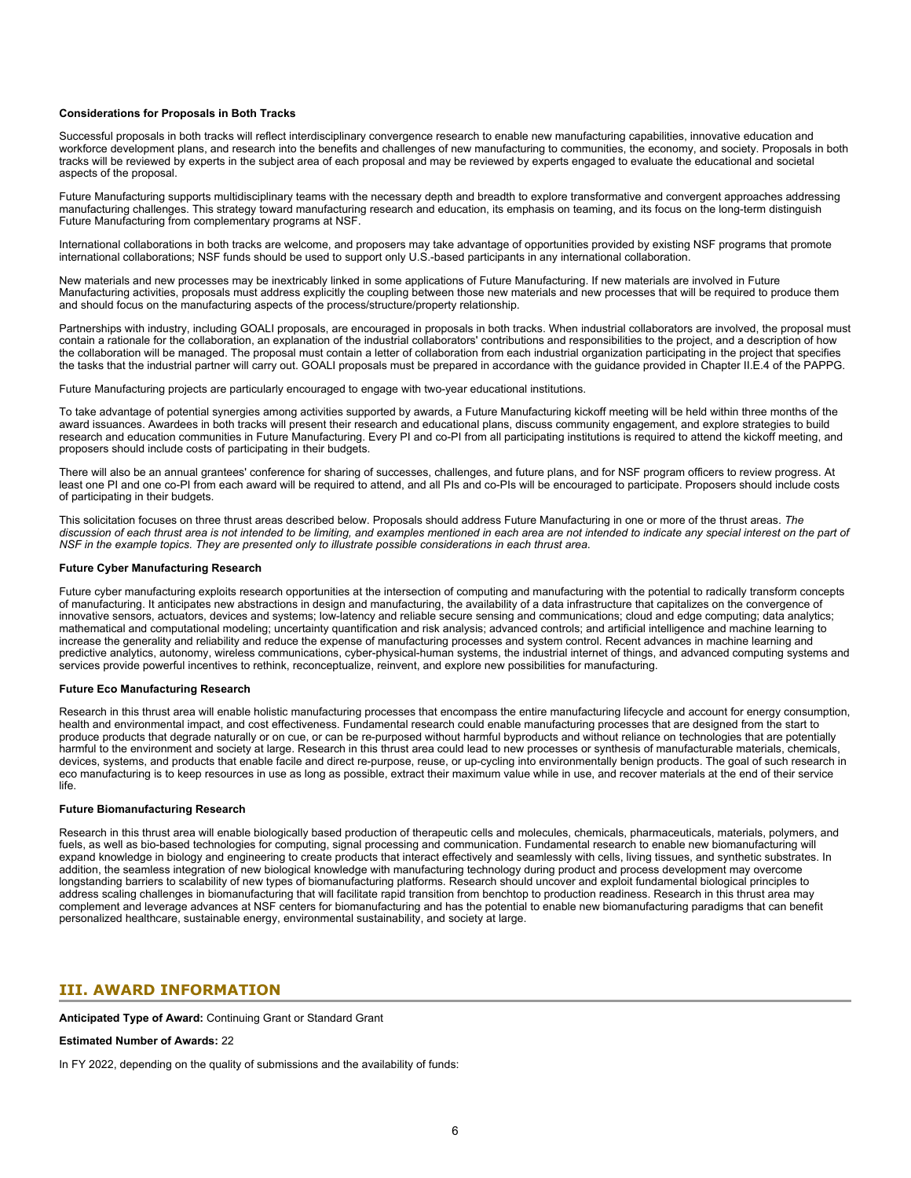**Considerations for Proposals in Both Tracks**

Successful proposals in both tracks will reflect interdisciplinary convergence research to enable new manufacturing capabilities, innovative education and workforce development plans, and research into the benefits and challenges of new manufacturing to communities, the economy, and society. Proposals in both tracks will be reviewed by experts in the subject area of each proposal and may be reviewed by experts engaged to evaluate the educational and societal aspects of the proposal.

Future Manufacturing supports multidisciplinary teams with the necessary depth and breadth to explore transformative and convergent approaches addressing manufacturing challenges. This strategy toward manufacturing research and education, its emphasis on teaming, and its focus on the long-term distinguish Future Manufacturing from complementary programs at NSF.

International collaborations in both tracks are welcome, and proposers may take advantage of opportunities provided by existing NSF programs that promote international collaborations; NSF funds should be used to support only U.S.-based participants in any international collaboration.

New materials and new processes may be inextricably linked in some applications of Future Manufacturing. If new materials are involved in Future Manufacturing activities, proposals must address explicitly the coupling between those new materials and new processes that will be required to produce them and should focus on the manufacturing aspects of the process/structure/property relationship.

Partnerships with industry, including GOALI proposals, are encouraged in proposals in both tracks. When industrial collaborators are involved, the proposal must contain a rationale for the collaboration, an explanation of the industrial collaborators' contributions and responsibilities to the project, and a description of how the collaboration will be managed. The proposal must contain a letter of collaboration from each industrial organization participating in the project that specifies the tasks that the industrial partner will carry out. GOALI proposals must be prepared in accordance with the guidance provided in Chapter II.E.4 of the PAPPG.

Future Manufacturing projects are particularly encouraged to engage with two-year educational institutions.

To take advantage of potential synergies among activities supported by awards, a Future Manufacturing kickoff meeting will be held within three months of the award issuances. Awardees in both tracks will present their research and educational plans, discuss community engagement, and explore strategies to build research and education communities in Future Manufacturing. Every PI and co-PI from all participating institutions is required to attend the kickoff meeting, and proposers should include costs of participating in their budgets.

There will also be an annual grantees' conference for sharing of successes, challenges, and future plans, and for NSF program officers to review progress. At least one PI and one co-PI from each award will be required to attend, and all PIs and co-PIs will be encouraged to participate. Proposers should include costs of participating in their budgets.

This solicitation focuses on three thrust areas described below. Proposals should address Future Manufacturing in one or more of the thrust areas. *The discussion of each thrust area is not intended to be limiting, and examples mentioned in each area are not intended to indicate any special interest on the part of NSF in the example topics. They are presented only to illustrate possible considerations in each thrust area.*

**Future Cyber Manufacturing Research**

Future cyber manufacturing exploits research opportunities at the intersection of computing and manufacturing with the potential to radically transform concepts of manufacturing. It anticipates new abstractions in design and manufacturing, the availability of a data infrastructure that capitalizes on the convergence of innovative sensors, actuators, devices and systems; low-latency and reliable secure sensing and communications; cloud and edge computing; data analytics; mathematical and computational modeling; uncertainty quantification and risk analysis; advanced controls; and artificial intelligence and machine learning to increase the generality and reliability and reduce the expense of manufacturing processes and system control. Recent advances in machine learning and predictive analytics, autonomy, wireless communications, cyber-physical-human systems, the industrial internet of things, and advanced computing systems and services provide powerful incentives to rethink, reconceptualize, reinvent, and explore new possibilities for manufacturing.

**Future Eco Manufacturing Research**

Research in this thrust area will enable holistic manufacturing processes that encompass the entire manufacturing lifecycle and account for energy consumption, health and environmental impact, and cost effectiveness. Fundamental research could enable manufacturing processes that are designed from the start to produce products that degrade naturally or on cue, or can be re-purposed without harmful byproducts and without reliance on technologies that are potentially harmful to the environment and society at large. Research in this thrust area could lead to new processes or synthesis of manufacturable materials, chemicals, devices, systems, and products that enable facile and direct re-purpose, reuse, or up-cycling into environmentally benign products. The goal of such research in eco manufacturing is to keep resources in use as long as possible, extract their maximum value while in use, and recover materials at the end of their service life.

**Future Biomanufacturing Research**

Research in this thrust area will enable biologically based production of therapeutic cells and molecules, chemicals, pharmaceuticals, materials, polymers, and fuels, as well as bio-based technologies for computing, signal processing and communication. Fundamental research to enable new biomanufacturing will expand knowledge in biology and engineering to create products that interact effectively and seamlessly with cells, living tissues, and synthetic substrates. In addition, the seamless integration of new biological knowledge with manufacturing technology during product and process development may overcome longstanding barriers to scalability of new types of biomanufacturing platforms. Research should uncover and exploit fundamental biological principles to address scaling challenges in biomanufacturing that will facilitate rapid transition from benchtop to production readiness. Research in this thrust area may complement and leverage advances at NSF centers for biomanufacturing and has the potential to enable new biomanufacturing paradigms that can benefit personalized healthcare, sustainable energy, environmental sustainability, and society at large.

## III. AWARD INFORMATION

**Anticipated Type of Award:** Continuing Grant or Standard Grant

**Estimated Number of Awards:** 22

In FY 2022, depending on the quality of submissions and the availability of funds: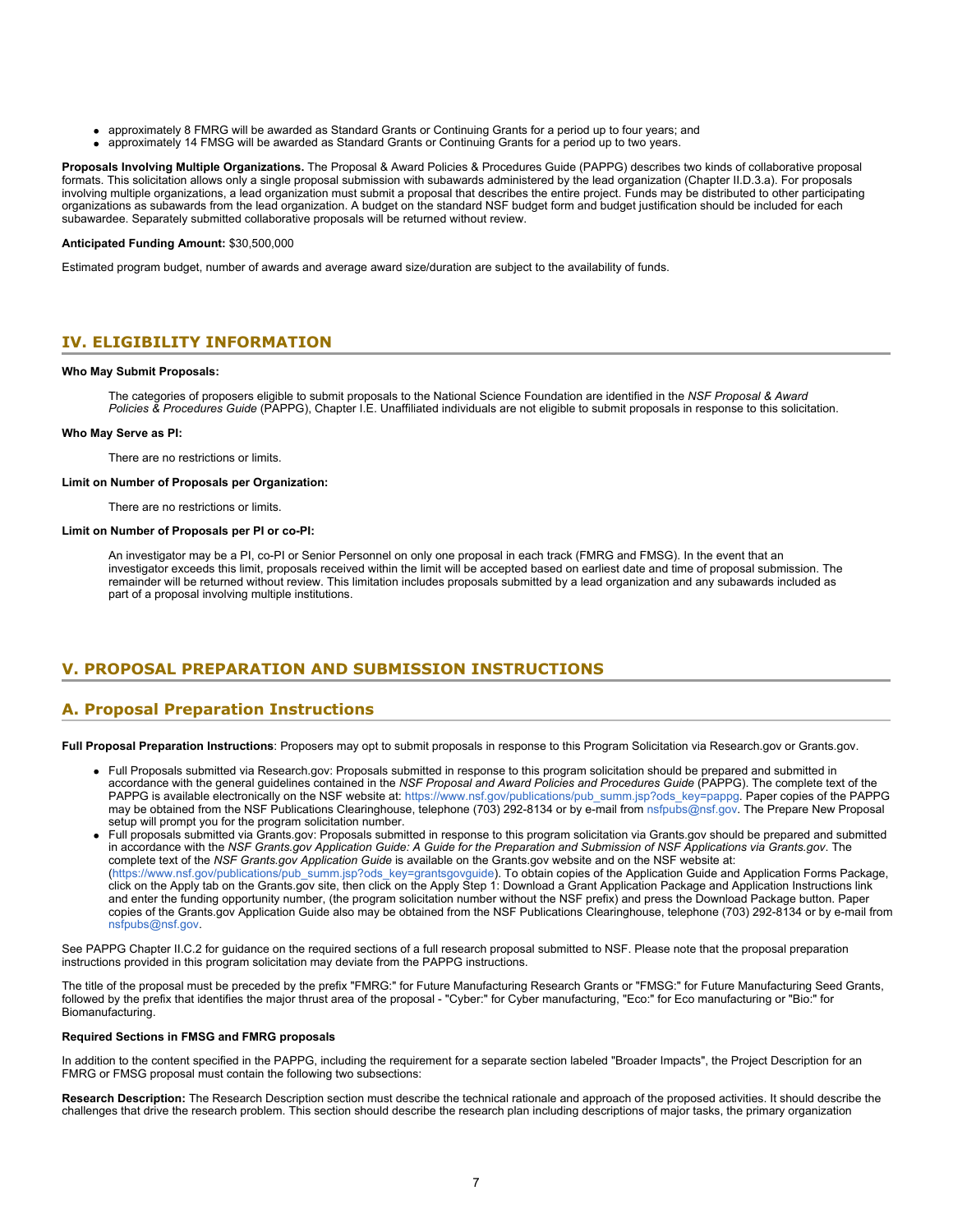- approximately 8 FMRG will be awarded as Standard Grants or Continuing Grants for a period up to four years; and
- approximately 14 FMSG will be awarded as Standard Grants or Continuing Grants for a period up to two years.

**Proposals Involving Multiple Organizations.** The Proposal & Award Policies & Procedures Guide (PAPPG) describes two kinds of collaborative proposal formats. This solicitation allows only a single proposal submission with subawards administered by the lead organization (Chapter II.D.3.a). For proposals involving multiple organizations, a lead organization must submit a proposal that describes the entire project. Funds may be distributed to other participating organizations as subawards from the lead organization. A budget on the standard NSF budget form and budget justification should be included for each subawardee. Separately submitted collaborative proposals will be returned without review.

**Anticipated Funding Amount:** $30,500,000

Estimated program budget, number of awards and average award size/duration are subject to the availability of funds.

## IV. ELIGIBILITY INFORMATION

**Who May Submit Proposals:**

The categories of proposers eligible to submit proposals to the National Science Foundation are identified in the *NSF Proposal & Award Policies & Procedures Guide* (PAPPG), Chapter I.E. Unaffiliated individuals are not eligible to submit proposals in response to this solicitation.

**Who May Serve as PI:**

There are no restrictions or limits.

**Limit on Number of Proposals per Organization:**

There are no restrictions or limits.

**Limit on Number of Proposals per PI or co-PI:**

An investigator may be a PI, co-PI or Senior Personnel on only one proposal in each track (FMRG and FMSG). In the event that an investigator exceeds this limit, proposals received within the limit will be accepted based on earliest date and time of proposal submission. The remainder will be returned without review. This limitation includes proposals submitted by a lead organization and any subawards included as part of a proposal involving multiple institutions.

## V. PROPOSAL PREPARATION AND SUBMISSION INSTRUCTIONS

### A. Proposal Preparation Instructions

**Full Proposal Preparation Instructions**: Proposers may opt to submit proposals in response to this Program Solicitation via Research.gov or Grants.gov.

- Full Proposals submitted via Research.gov: Proposals submitted in response to this program solicitation should be prepared and submitted in accordance with the general guidelines contained in the *NSF Proposal and Award Policies and Procedures Guide* (PAPPG). The complete text of the PAPPG is available electronically on the NSF website at: https://www.nsf.gov/publications/pub_summ.jsp?ods_key=pappg. Paper copies of the PAPPG may be obtained from the NSF Publications Clearinghouse, telephone (703) 292-8134 or by e-mail from nsfpubs@nsf.gov. The Prepare New Proposal setup will prompt you for the program solicitation number.
- Full proposals submitted via Grants.gov: Proposals submitted in response to this program solicitation via Grants.gov should be prepared and submitted in accordance with the *NSF Grants.gov Application Guide: A Guide for the Preparation and Submission of NSF Applications via Grants.gov*. The complete text of the *NSF Grants.gov Application Guide* is available on the Grants.gov website and on the NSF website at: (https://www.nsf.gov/publications/pub_summ.jsp?ods_key=grantsgovguide). To obtain copies of the Application Guide and Application Forms Package, click on the Apply tab on the Grants.gov site, then click on the Apply Step 1: Download a Grant Application Package and Application Instructions link and enter the funding opportunity number, (the program solicitation number without the NSF prefix) and press the Download Package button. Paper copies of the Grants.gov Application Guide also may be obtained from the NSF Publications Clearinghouse, telephone (703) 292-8134 or by e-mail from nsfpubs@nsf.gov.

See PAPPG Chapter II.C.2 for guidance on the required sections of a full research proposal submitted to NSF. Please note that the proposal preparation instructions provided in this program solicitation may deviate from the PAPPG instructions.

The title of the proposal must be preceded by the prefix "FMRG:" for Future Manufacturing Research Grants or "FMSG:" for Future Manufacturing Seed Grants, followed by the prefix that identifies the major thrust area of the proposal - "Cyber:" for Cyber manufacturing, "Eco:" for Eco manufacturing or "Bio:" for Biomanufacturing.

**Required Sections in FMSG and FMRG proposals**

In addition to the content specified in the PAPPG, including the requirement for a separate section labeled "Broader Impacts", the Project Description for an FMRG or FMSG proposal must contain the following two subsections:

**Research Description:** The Research Description section must describe the technical rationale and approach of the proposed activities. It should describe the challenges that drive the research problem. This section should describe the research plan including descriptions of major tasks, the primary organization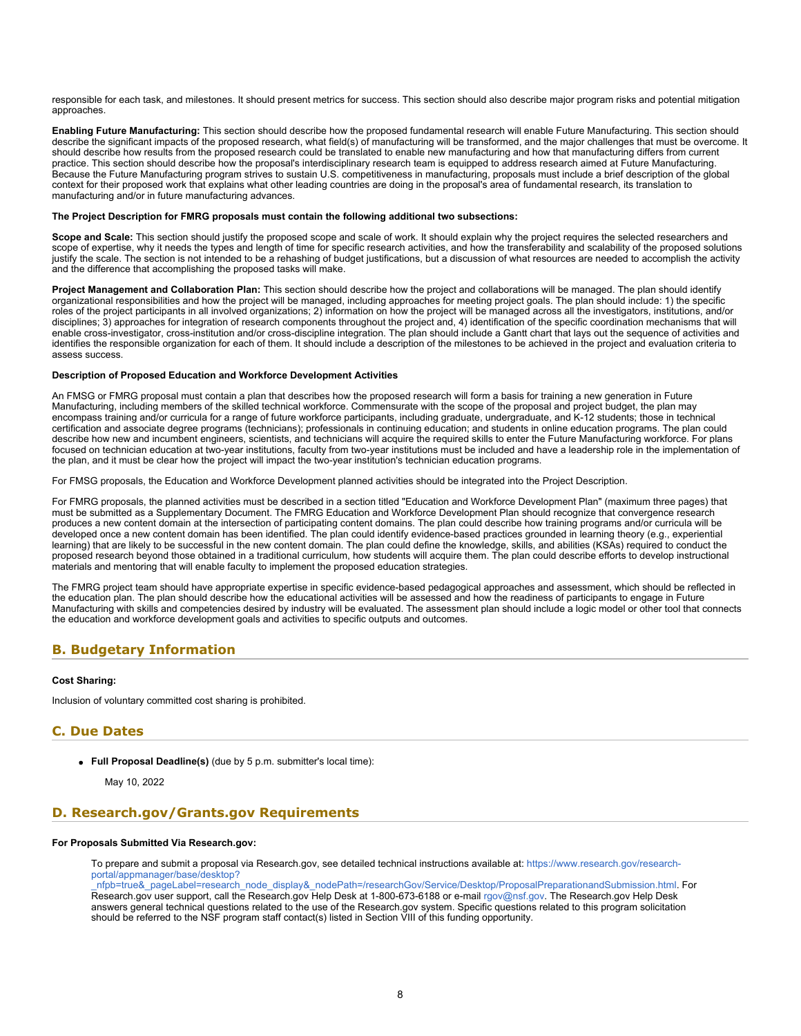responsible for each task, and milestones. It should present metrics for success. This section should also describe major program risks and potential mitigation approaches.

**Enabling Future Manufacturing:** This section should describe how the proposed fundamental research will enable Future Manufacturing. This section should describe the significant impacts of the proposed research, what field(s) of manufacturing will be transformed, and the major challenges that must be overcome. It should describe how results from the proposed research could be translated to enable new manufacturing and how that manufacturing differs from current practice. This section should describe how the proposal's interdisciplinary research team is equipped to address research aimed at Future Manufacturing. Because the Future Manufacturing program strives to sustain U.S. competitiveness in manufacturing, proposals must include a brief description of the global context for their proposed work that explains what other leading countries are doing in the proposal's area of fundamental research, its translation to manufacturing and/or in future manufacturing advances.

**The Project Description for FMRG proposals must contain the following additional two subsections:**

**Scope and Scale:** This section should justify the proposed scope and scale of work. It should explain why the project requires the selected researchers and scope of expertise, why it needs the types and length of time for specific research activities, and how the transferability and scalability of the proposed solutions justify the scale. The section is not intended to be a rehashing of budget justifications, but a discussion of what resources are needed to accomplish the activity and the difference that accomplishing the proposed tasks will make.

**Project Management and Collaboration Plan:** This section should describe how the project and collaborations will be managed. The plan should identify organizational responsibilities and how the project will be managed, including approaches for meeting project goals. The plan should include: 1) the specific roles of the project participants in all involved organizations; 2) information on how the project will be managed across all the investigators, institutions, and/or disciplines; 3) approaches for integration of research components throughout the project and, 4) identification of the specific coordination mechanisms that will enable cross-investigator, cross-institution and/or cross-discipline integration. The plan should include a Gantt chart that lays out the sequence of activities and identifies the responsible organization for each of them. It should include a description of the milestones to be achieved in the project and evaluation criteria to assess success.

**Description of Proposed Education and Workforce Development Activities**

An FMSG or FMRG proposal must contain a plan that describes how the proposed research will form a basis for training a new generation in Future Manufacturing, including members of the skilled technical workforce. Commensurate with the scope of the proposal and project budget, the plan may encompass training and/or curricula for a range of future workforce participants, including graduate, undergraduate, and K-12 students; those in technical certification and associate degree programs (technicians); professionals in continuing education; and students in online education programs. The plan could describe how new and incumbent engineers, scientists, and technicians will acquire the required skills to enter the Future Manufacturing workforce. For plans focused on technician education at two-year institutions, faculty from two-year institutions must be included and have a leadership role in the implementation of the plan, and it must be clear how the project will impact the two-year institution's technician education programs.

For FMSG proposals, the Education and Workforce Development planned activities should be integrated into the Project Description.

For FMRG proposals, the planned activities must be described in a section titled "Education and Workforce Development Plan" (maximum three pages) that must be submitted as a Supplementary Document. The FMRG Education and Workforce Development Plan should recognize that convergence research produces a new content domain at the intersection of participating content domains. The plan could describe how training programs and/or curricula will be developed once a new content domain has been identified. The plan could identify evidence-based practices grounded in learning theory (e.g., experiential learning) that are likely to be successful in the new content domain. The plan could define the knowledge, skills, and abilities (KSAs) required to conduct the proposed research beyond those obtained in a traditional curriculum, how students will acquire them. The plan could describe efforts to develop instructional materials and mentoring that will enable faculty to implement the proposed education strategies.

The FMRG project team should have appropriate expertise in specific evidence-based pedagogical approaches and assessment, which should be reflected in the education plan. The plan should describe how the educational activities will be assessed and how the readiness of participants to engage in Future Manufacturing with skills and competencies desired by industry will be evaluated. The assessment plan should include a logic model or other tool that connects the education and workforce development goals and activities to specific outputs and outcomes.

## B. Budgetary Information

**Cost Sharing:**

Inclusion of voluntary committed cost sharing is prohibited.

## C. Due Dates

- **Full Proposal Deadline(s)** (due by 5 p.m. submitter's local time):

  May 10, 2022

## D. Research.gov/Grants.gov Requirements

**For Proposals Submitted Via Research.gov:**

To prepare and submit a proposal via Research.gov, see detailed technical instructions available at: https://www.research.gov/research-portal/appmanager/base/desktop?_nfpb=true&_pageLabel=research_node_display&_nodePath=/researchGov/Service/Desktop/ProposalPreparationandSubmission.html. For Research.gov user support, call the Research.gov Help Desk at 1-800-673-6188 or e-mail rgov@nsf.gov. The Research.gov Help Desk answers general technical questions related to the use of the Research.gov system. Specific questions related to this program solicitation should be referred to the NSF program staff contact(s) listed in Section VIII of this funding opportunity.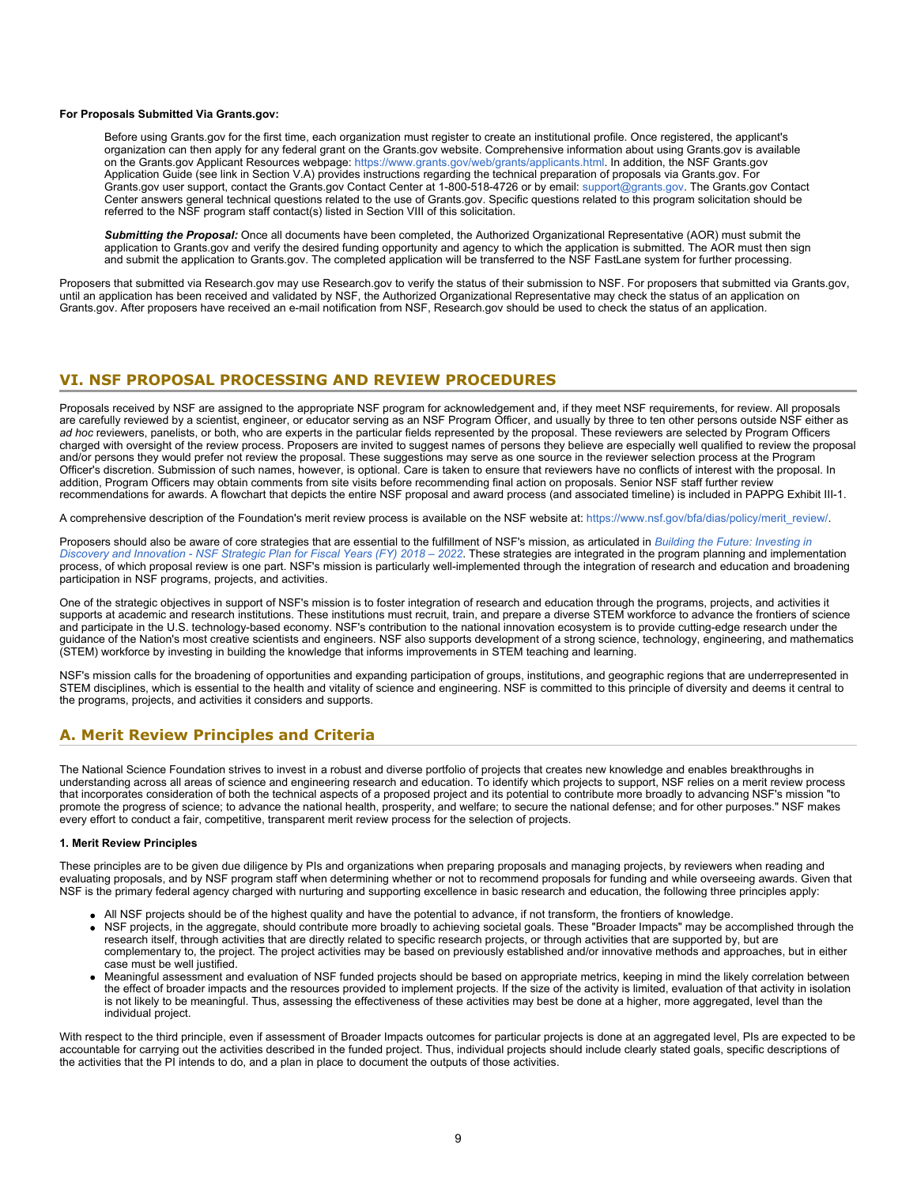**For Proposals Submitted Via Grants.gov:**

> Before using Grants.gov for the first time, each organization must register to create an institutional profile. Once registered, the applicant's organization can then apply for any federal grant on the Grants.gov website. Comprehensive information about using Grants.gov is available on the Grants.gov Applicant Resources webpage: https://www.grants.gov/web/grants/applicants.html. In addition, the NSF Grants.gov Application Guide (see link in Section V.A) provides instructions regarding the technical preparation of proposals via Grants.gov. For Grants.gov user support, contact the Grants.gov Contact Center at 1-800-518-4726 or by email: support@grants.gov. The Grants.gov Contact Center answers general technical questions related to the use of Grants.gov. Specific questions related to this program solicitation should be referred to the NSF program staff contact(s) listed in Section VIII of this solicitation.
>
> ***Submitting the Proposal:*** Once all documents have been completed, the Authorized Organizational Representative (AOR) must submit the application to Grants.gov and verify the desired funding opportunity and agency to which the application is submitted. The AOR must then sign and submit the application to Grants.gov. The completed application will be transferred to the NSF FastLane system for further processing.

Proposers that submitted via Research.gov may use Research.gov to verify the status of their submission to NSF. For proposers that submitted via Grants.gov, until an application has been received and validated by NSF, the Authorized Organizational Representative may check the status of an application on Grants.gov. After proposers have received an e-mail notification from NSF, Research.gov should be used to check the status of an application.

## VI. NSF PROPOSAL PROCESSING AND REVIEW PROCEDURES

Proposals received by NSF are assigned to the appropriate NSF program for acknowledgement and, if they meet NSF requirements, for review. All proposals are carefully reviewed by a scientist, engineer, or educator serving as an NSF Program Officer, and usually by three to ten other persons outside NSF either as *ad hoc* reviewers, panelists, or both, who are experts in the particular fields represented by the proposal. These reviewers are selected by Program Officers charged with oversight of the review process. Proposers are invited to suggest names of persons they believe are especially well qualified to review the proposal and/or persons they would prefer not review the proposal. These suggestions may serve as one source in the reviewer selection process at the Program Officer's discretion. Submission of such names, however, is optional. Care is taken to ensure that reviewers have no conflicts of interest with the proposal. In addition, Program Officers may obtain comments from site visits before recommending final action on proposals. Senior NSF staff further review recommendations for awards. A flowchart that depicts the entire NSF proposal and award process (and associated timeline) is included in PAPPG Exhibit III-1.

A comprehensive description of the Foundation's merit review process is available on the NSF website at: https://www.nsf.gov/bfa/dias/policy/merit_review/.

Proposers should also be aware of core strategies that are essential to the fulfillment of NSF's mission, as articulated in *Building the Future: Investing in Discovery and Innovation - NSF Strategic Plan for Fiscal Years (FY) 2018 – 2022*. These strategies are integrated in the program planning and implementation process, of which proposal review is one part. NSF's mission is particularly well-implemented through the integration of research and education and broadening participation in NSF programs, projects, and activities.

One of the strategic objectives in support of NSF's mission is to foster integration of research and education through the programs, projects, and activities it supports at academic and research institutions. These institutions must recruit, train, and prepare a diverse STEM workforce to advance the frontiers of science and participate in the U.S. technology-based economy. NSF's contribution to the national innovation ecosystem is to provide cutting-edge research under the guidance of the Nation's most creative scientists and engineers. NSF also supports development of a strong science, technology, engineering, and mathematics (STEM) workforce by investing in building the knowledge that informs improvements in STEM teaching and learning.

NSF's mission calls for the broadening of opportunities and expanding participation of groups, institutions, and geographic regions that are underrepresented in STEM disciplines, which is essential to the health and vitality of science and engineering. NSF is committed to this principle of diversity and deems it central to the programs, projects, and activities it considers and supports.

## A. Merit Review Principles and Criteria

The National Science Foundation strives to invest in a robust and diverse portfolio of projects that creates new knowledge and enables breakthroughs in understanding across all areas of science and engineering research and education. To identify which projects to support, NSF relies on a merit review process that incorporates consideration of both the technical aspects of a proposed project and its potential to contribute more broadly to advancing NSF's mission "to promote the progress of science; to advance the national health, prosperity, and welfare; to secure the national defense; and for other purposes." NSF makes every effort to conduct a fair, competitive, transparent merit review process for the selection of projects.

**1. Merit Review Principles**

These principles are to be given due diligence by PIs and organizations when preparing proposals and managing projects, by reviewers when reading and evaluating proposals, and by NSF program staff when determining whether or not to recommend proposals for funding and while overseeing awards. Given that NSF is the primary federal agency charged with nurturing and supporting excellence in basic research and education, the following three principles apply:

- All NSF projects should be of the highest quality and have the potential to advance, if not transform, the frontiers of knowledge.
- NSF projects, in the aggregate, should contribute more broadly to achieving societal goals. These "Broader Impacts" may be accomplished through the research itself, through activities that are directly related to specific research projects, or through activities that are supported by, but are complementary to, the project. The project activities may be based on previously established and/or innovative methods and approaches, but in either case must be well justified.
- Meaningful assessment and evaluation of NSF funded projects should be based on appropriate metrics, keeping in mind the likely correlation between the effect of broader impacts and the resources provided to implement projects. If the size of the activity is limited, evaluation of that activity in isolation is not likely to be meaningful. Thus, assessing the effectiveness of these activities may best be done at a higher, more aggregated, level than the individual project.

With respect to the third principle, even if assessment of Broader Impacts outcomes for particular projects is done at an aggregated level, PIs are expected to be accountable for carrying out the activities described in the funded project. Thus, individual projects should include clearly stated goals, specific descriptions of the activities that the PI intends to do, and a plan in place to document the outputs of those activities.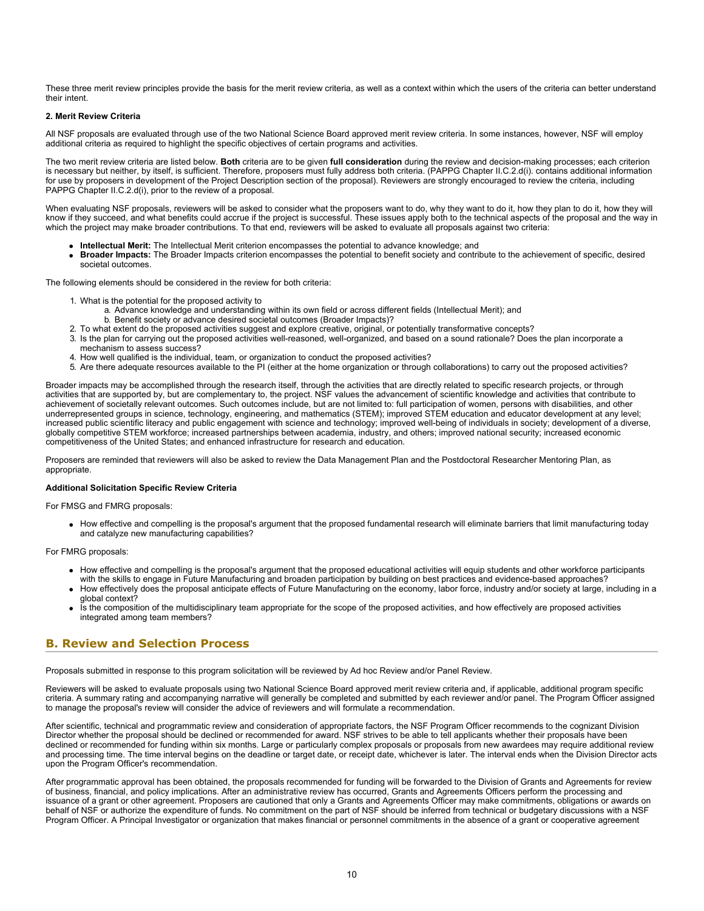These three merit review principles provide the basis for the merit review criteria, as well as a context within which the users of the criteria can better understand their intent.

**2. Merit Review Criteria**

All NSF proposals are evaluated through use of the two National Science Board approved merit review criteria. In some instances, however, NSF will employ additional criteria as required to highlight the specific objectives of certain programs and activities.

The two merit review criteria are listed below. **Both** criteria are to be given **full consideration** during the review and decision-making processes; each criterion is necessary but neither, by itself, is sufficient. Therefore, proposers must fully address both criteria. (PAPPG Chapter II.C.2.d(i). contains additional information for use by proposers in development of the Project Description section of the proposal). Reviewers are strongly encouraged to review the criteria, including PAPPG Chapter II.C.2.d(i), prior to the review of a proposal.

When evaluating NSF proposals, reviewers will be asked to consider what the proposers want to do, why they want to do it, how they plan to do it, how they will know if they succeed, and what benefits could accrue if the project is successful. These issues apply both to the technical aspects of the proposal and the way in which the project may make broader contributions. To that end, reviewers will be asked to evaluate all proposals against two criteria:

- **Intellectual Merit:** The Intellectual Merit criterion encompasses the potential to advance knowledge; and
- **Broader Impacts:** The Broader Impacts criterion encompasses the potential to benefit society and contribute to the achievement of specific, desired societal outcomes.

The following elements should be considered in the review for both criteria:

1. What is the potential for the proposed activity to
    a. Advance knowledge and understanding within its own field or across different fields (Intellectual Merit); and
    b. Benefit society or advance desired societal outcomes (Broader Impacts)?
2. To what extent do the proposed activities suggest and explore creative, original, or potentially transformative concepts?
3. Is the plan for carrying out the proposed activities well-reasoned, well-organized, and based on a sound rationale? Does the plan incorporate a mechanism to assess success?
4. How well qualified is the individual, team, or organization to conduct the proposed activities?
5. Are there adequate resources available to the PI (either at the home organization or through collaborations) to carry out the proposed activities?

Broader impacts may be accomplished through the research itself, through the activities that are directly related to specific research projects, or through activities that are supported by, but are complementary to, the project. NSF values the advancement of scientific knowledge and activities that contribute to achievement of societally relevant outcomes. Such outcomes include, but are not limited to: full participation of women, persons with disabilities, and other underrepresented groups in science, technology, engineering, and mathematics (STEM); improved STEM education and educator development at any level; increased public scientific literacy and public engagement with science and technology; improved well-being of individuals in society; development of a diverse, globally competitive STEM workforce; increased partnerships between academia, industry, and others; improved national security; increased economic competitiveness of the United States; and enhanced infrastructure for research and education.

Proposers are reminded that reviewers will also be asked to review the Data Management Plan and the Postdoctoral Researcher Mentoring Plan, as appropriate.

**Additional Solicitation Specific Review Criteria**

For FMSG and FMRG proposals:

- How effective and compelling is the proposal's argument that the proposed fundamental research will eliminate barriers that limit manufacturing today and catalyze new manufacturing capabilities?

For FMRG proposals:

- How effective and compelling is the proposal's argument that the proposed educational activities will equip students and other workforce participants with the skills to engage in Future Manufacturing and broaden participation by building on best practices and evidence-based approaches?
- How effectively does the proposal anticipate effects of Future Manufacturing on the economy, labor force, industry and/or society at large, including in a global context?
- Is the composition of the multidisciplinary team appropriate for the scope of the proposed activities, and how effectively are proposed activities integrated among team members?

## B. Review and Selection Process

Proposals submitted in response to this program solicitation will be reviewed by Ad hoc Review and/or Panel Review.

Reviewers will be asked to evaluate proposals using two National Science Board approved merit review criteria and, if applicable, additional program specific criteria. A summary rating and accompanying narrative will generally be completed and submitted by each reviewer and/or panel. The Program Officer assigned to manage the proposal's review will consider the advice of reviewers and will formulate a recommendation.

After scientific, technical and programmatic review and consideration of appropriate factors, the NSF Program Officer recommends to the cognizant Division Director whether the proposal should be declined or recommended for award. NSF strives to be able to tell applicants whether their proposals have been declined or recommended for funding within six months. Large or particularly complex proposals or proposals from new awardees may require additional review and processing time. The time interval begins on the deadline or target date, or receipt date, whichever is later. The interval ends when the Division Director acts upon the Program Officer's recommendation.

After programmatic approval has been obtained, the proposals recommended for funding will be forwarded to the Division of Grants and Agreements for review of business, financial, and policy implications. After an administrative review has occurred, Grants and Agreements Officers perform the processing and issuance of a grant or other agreement. Proposers are cautioned that only a Grants and Agreements Officer may make commitments, obligations or awards on behalf of NSF or authorize the expenditure of funds. No commitment on the part of NSF should be inferred from technical or budgetary discussions with a NSF Program Officer. A Principal Investigator or organization that makes financial or personnel commitments in the absence of a grant or cooperative agreement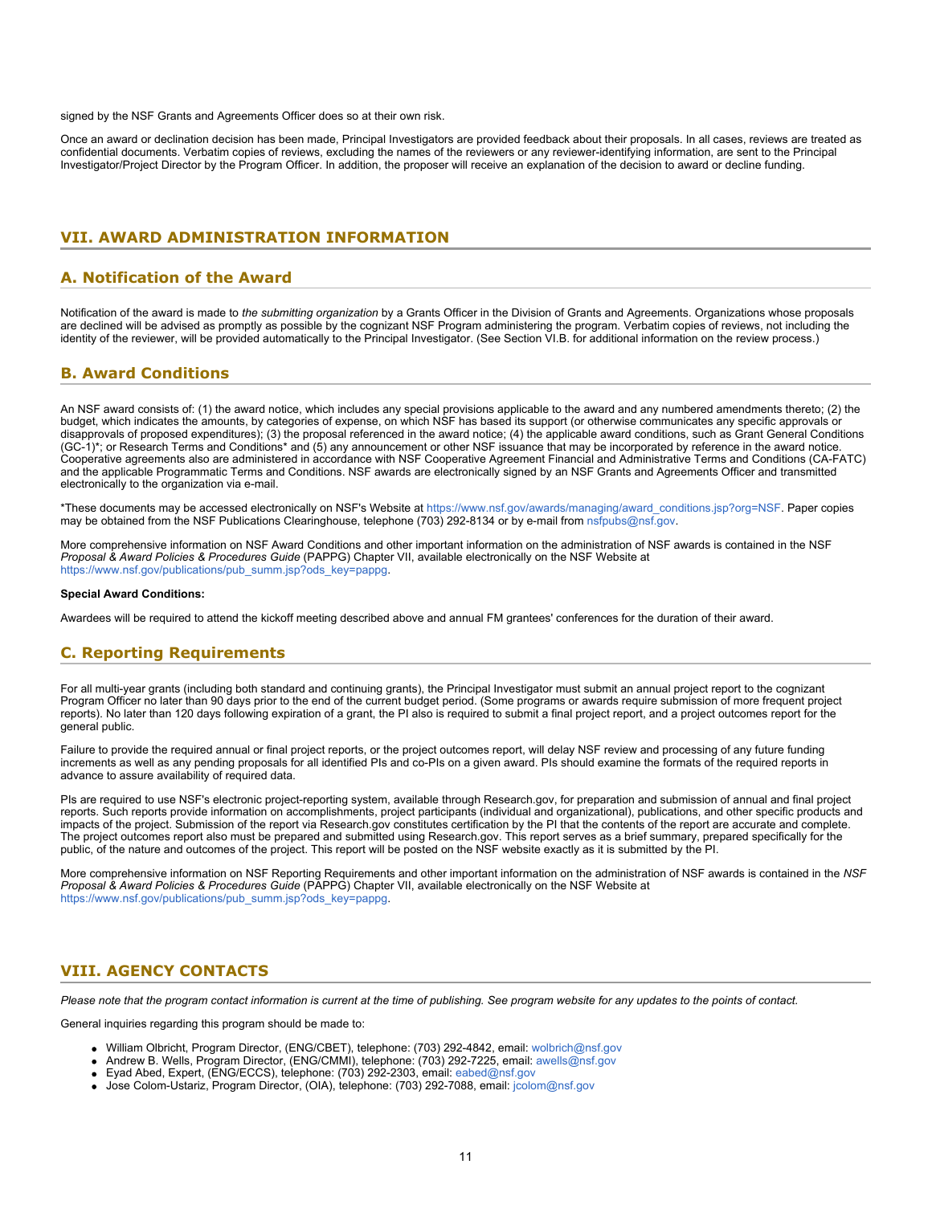signed by the NSF Grants and Agreements Officer does so at their own risk.

Once an award or declination decision has been made, Principal Investigators are provided feedback about their proposals. In all cases, reviews are treated as confidential documents. Verbatim copies of reviews, excluding the names of the reviewers or any reviewer-identifying information, are sent to the Principal Investigator/Project Director by the Program Officer. In addition, the proposer will receive an explanation of the decision to award or decline funding.

## VII. AWARD ADMINISTRATION INFORMATION

### A. Notification of the Award

Notification of the award is made to *the submitting organization* by a Grants Officer in the Division of Grants and Agreements. Organizations whose proposals are declined will be advised as promptly as possible by the cognizant NSF Program administering the program. Verbatim copies of reviews, not including the identity of the reviewer, will be provided automatically to the Principal Investigator. (See Section VI.B. for additional information on the review process.)

### B. Award Conditions

An NSF award consists of: (1) the award notice, which includes any special provisions applicable to the award and any numbered amendments thereto; (2) the budget, which indicates the amounts, by categories of expense, on which NSF has based its support (or otherwise communicates any specific approvals or disapprovals of proposed expenditures); (3) the proposal referenced in the award notice; (4) the applicable award conditions, such as Grant General Conditions (GC-1)*; or Research Terms and Conditions* and (5) any announcement or other NSF issuance that may be incorporated by reference in the award notice. Cooperative agreements also are administered in accordance with NSF Cooperative Agreement Financial and Administrative Terms and Conditions (CA-FATC) and the applicable Programmatic Terms and Conditions. NSF awards are electronically signed by an NSF Grants and Agreements Officer and transmitted electronically to the organization via e-mail.

*These documents may be accessed electronically on NSF's Website at https://www.nsf.gov/awards/managing/award_conditions.jsp?org=NSF. Paper copies may be obtained from the NSF Publications Clearinghouse, telephone (703) 292-8134 or by e-mail from nsfpubs@nsf.gov.

More comprehensive information on NSF Award Conditions and other important information on the administration of NSF awards is contained in the NSF *Proposal & Award Policies & Procedures Guide* (PAPPG) Chapter VII, available electronically on the NSF Website at https://www.nsf.gov/publications/pub_summ.jsp?ods_key=pappg.

**Special Award Conditions:**

Awardees will be required to attend the kickoff meeting described above and annual FM grantees' conferences for the duration of their award.

### C. Reporting Requirements

For all multi-year grants (including both standard and continuing grants), the Principal Investigator must submit an annual project report to the cognizant Program Officer no later than 90 days prior to the end of the current budget period. (Some programs or awards require submission of more frequent project reports). No later than 120 days following expiration of a grant, the PI also is required to submit a final project report, and a project outcomes report for the general public.

Failure to provide the required annual or final project reports, or the project outcomes report, will delay NSF review and processing of any future funding increments as well as any pending proposals for all identified PIs and co-PIs on a given award. PIs should examine the formats of the required reports in advance to assure availability of required data.

PIs are required to use NSF's electronic project-reporting system, available through Research.gov, for preparation and submission of annual and final project reports. Such reports provide information on accomplishments, project participants (individual and organizational), publications, and other specific products and impacts of the project. Submission of the report via Research.gov constitutes certification by the PI that the contents of the report are accurate and complete. The project outcomes report also must be prepared and submitted using Research.gov. This report serves as a brief summary, prepared specifically for the public, of the nature and outcomes of the project. This report will be posted on the NSF website exactly as it is submitted by the PI.

More comprehensive information on NSF Reporting Requirements and other important information on the administration of NSF awards is contained in the *NSF Proposal & Award Policies & Procedures Guide* (PAPPG) Chapter VII, available electronically on the NSF Website at https://www.nsf.gov/publications/pub_summ.jsp?ods_key=pappg.

## VIII. AGENCY CONTACTS

*Please note that the program contact information is current at the time of publishing. See program website for any updates to the points of contact.*

General inquiries regarding this program should be made to:

- William Olbricht, Program Director, (ENG/CBET), telephone: (703) 292-4842, email: wolbrich@nsf.gov
- Andrew B. Wells, Program Director, (ENG/CMMI), telephone: (703) 292-7225, email: awells@nsf.gov
- Eyad Abed, Expert, (ENG/ECCS), telephone: (703) 292-2303, email: eabed@nsf.gov
- Jose Colom-Ustariz, Program Director, (OIA), telephone: (703) 292-7088, email: jcolom@nsf.gov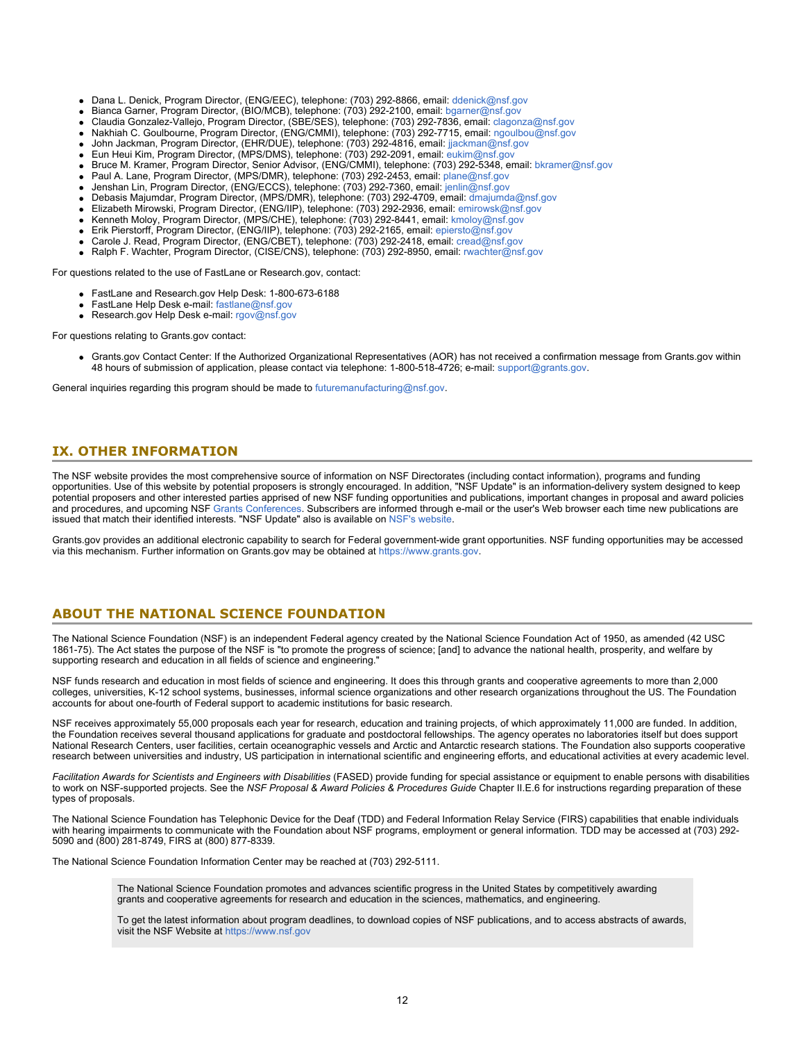- Dana L. Denick, Program Director, (ENG/EEC), telephone: (703) 292-8866, email: ddenick@nsf.gov
- Bianca Garner, Program Director, (BIO/MCB), telephone: (703) 292-2100, email: bgarner@nsf.gov
- Claudia Gonzalez-Vallejo, Program Director, (SBE/SES), telephone: (703) 292-7836, email: clagonza@nsf.gov
- Nakhiah C. Goulbourne, Program Director, (ENG/CMMI), telephone: (703) 292-7715, email: ngoulbou@nsf.gov
- John Jackman, Program Director, (EHR/DUE), telephone: (703) 292-4816, email: jjackman@nsf.gov
- Eun Heui Kim, Program Director, (MPS/DMS), telephone: (703) 292-2091, email: eukim@nsf.gov
- Bruce M. Kramer, Program Director, Senior Advisor, (ENG/CMMI), telephone: (703) 292-5348, email: bkramer@nsf.gov
- Paul A. Lane, Program Director, (MPS/DMR), telephone: (703) 292-2453, email: plane@nsf.gov
- Jenshan Lin, Program Director, (ENG/ECCS), telephone: (703) 292-7360, email: jenlin@nsf.gov
- Debasis Majumdar, Program Director, (MPS/DMR), telephone: (703) 292-4709, email: dmajumda@nsf.gov
- Elizabeth Mirowski, Program Director, (ENG/IIP), telephone: (703) 292-2936, email: emirowsk@nsf.gov
- Kenneth Moloy, Program Director, (MPS/CHE), telephone: (703) 292-8441, email: kmoloy@nsf.gov
- Erik Pierstorff, Program Director, (ENG/IIP), telephone: (703) 292-2165, email: epiersto@nsf.gov
- Carole J. Read, Program Director, (ENG/CBET), telephone: (703) 292-2418, email: cread@nsf.gov
- Ralph F. Wachter, Program Director, (CISE/CNS), telephone: (703) 292-8950, email: rwachter@nsf.gov

For questions related to the use of FastLane or Research.gov, contact:

- FastLane and Research.gov Help Desk: 1-800-673-6188
- FastLane Help Desk e-mail: fastlane@nsf.gov
- Research.gov Help Desk e-mail: rgov@nsf.gov

For questions relating to Grants.gov contact:

- Grants.gov Contact Center: If the Authorized Organizational Representatives (AOR) has not received a confirmation message from Grants.gov within 48 hours of submission of application, please contact via telephone: 1-800-518-4726; e-mail: support@grants.gov.

General inquiries regarding this program should be made to futuremanufacturing@nsf.gov.

## IX. OTHER INFORMATION

The NSF website provides the most comprehensive source of information on NSF Directorates (including contact information), programs and funding opportunities. Use of this website by potential proposers is strongly encouraged. In addition, "NSF Update" is an information-delivery system designed to keep potential proposers and other interested parties apprised of new NSF funding opportunities and publications, important changes in proposal and award policies and procedures, and upcoming NSF Grants Conferences. Subscribers are informed through e-mail or the user's Web browser each time new publications are issued that match their identified interests. "NSF Update" also is available on NSF's website.

Grants.gov provides an additional electronic capability to search for Federal government-wide grant opportunities. NSF funding opportunities may be accessed via this mechanism. Further information on Grants.gov may be obtained at https://www.grants.gov.

## ABOUT THE NATIONAL SCIENCE FOUNDATION

The National Science Foundation (NSF) is an independent Federal agency created by the National Science Foundation Act of 1950, as amended (42 USC 1861-75). The Act states the purpose of the NSF is "to promote the progress of science; [and] to advance the national health, prosperity, and welfare by supporting research and education in all fields of science and engineering."

NSF funds research and education in most fields of science and engineering. It does this through grants and cooperative agreements to more than 2,000 colleges, universities, K-12 school systems, businesses, informal science organizations and other research organizations throughout the US. The Foundation accounts for about one-fourth of Federal support to academic institutions for basic research.

NSF receives approximately 55,000 proposals each year for research, education and training projects, of which approximately 11,000 are funded. In addition, the Foundation receives several thousand applications for graduate and postdoctoral fellowships. The agency operates no laboratories itself but does support National Research Centers, user facilities, certain oceanographic vessels and Arctic and Antarctic research stations. The Foundation also supports cooperative research between universities and industry, US participation in international scientific and engineering efforts, and educational activities at every academic level.

*Facilitation Awards for Scientists and Engineers with Disabilities* (FASED) provide funding for special assistance or equipment to enable persons with disabilities to work on NSF-supported projects. See the *NSF Proposal & Award Policies & Procedures Guide* Chapter II.E.6 for instructions regarding preparation of these types of proposals.

The National Science Foundation has Telephonic Device for the Deaf (TDD) and Federal Information Relay Service (FIRS) capabilities that enable individuals with hearing impairments to communicate with the Foundation about NSF programs, employment or general information. TDD may be accessed at (703) 292-5090 and (800) 281-8749, FIRS at (800) 877-8339.

The National Science Foundation Information Center may be reached at (703) 292-5111.

> The National Science Foundation promotes and advances scientific progress in the United States by competitively awarding grants and cooperative agreements for research and education in the sciences, mathematics, and engineering.
>
> To get the latest information about program deadlines, to download copies of NSF publications, and to access abstracts of awards, visit the NSF Website at https://www.nsf.gov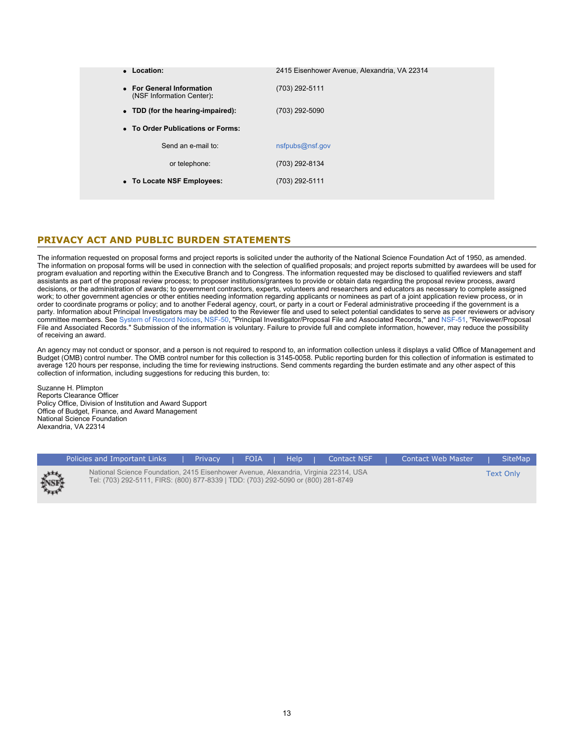- **Location:** 2415 Eisenhower Avenue, Alexandria, VA 22314
- **For General Information** (NSF Information Center)**:** (703) 292-5111
- **TDD (for the hearing-impaired):** (703) 292-5090
- **To Order Publications or Forms:**

  Send an e-mail to: nsfpubs@nsf.gov

  or telephone: (703) 292-8134
- **To Locate NSF Employees:** (703) 292-5111

## PRIVACY ACT AND PUBLIC BURDEN STATEMENTS

The information requested on proposal forms and project reports is solicited under the authority of the National Science Foundation Act of 1950, as amended. The information on proposal forms will be used in connection with the selection of qualified proposals; and project reports submitted by awardees will be used for program evaluation and reporting within the Executive Branch and to Congress. The information requested may be disclosed to qualified reviewers and staff assistants as part of the proposal review process; to proposer institutions/grantees to provide or obtain data regarding the proposal review process, award decisions, or the administration of awards; to government contractors, experts, volunteers and researchers and educators as necessary to complete assigned work; to other government agencies or other entities needing information regarding applicants or nominees as part of a joint application review process, or in order to coordinate programs or policy; and to another Federal agency, court, or party in a court or Federal administrative proceeding if the government is a party. Information about Principal Investigators may be added to the Reviewer file and used to select potential candidates to serve as peer reviewers or advisory committee members. See System of Record Notices, NSF-50, "Principal Investigator/Proposal File and Associated Records," and NSF-51, "Reviewer/Proposal File and Associated Records." Submission of the information is voluntary. Failure to provide full and complete information, however, may reduce the possibility of receiving an award.

An agency may not conduct or sponsor, and a person is not required to respond to, an information collection unless it displays a valid Office of Management and Budget (OMB) control number. The OMB control number for this collection is 3145-0058. Public reporting burden for this collection of information is estimated to average 120 hours per response, including the time for reviewing instructions. Send comments regarding the burden estimate and any other aspect of this collection of information, including suggestions for reducing this burden, to:

Suzanne H. Plimpton
Reports Clearance Officer
Policy Office, Division of Institution and Award Support
Office of Budget, Finance, and Award Management
National Science Foundation
Alexandria, VA 22314

Policies and Important Links | Privacy | FOIA | Help | Contact NSF | Contact Web Master | SiteMap

National Science Foundation, 2415 Eisenhower Avenue, Alexandria, Virginia 22314, USA
Tel: (703) 292-5111, FIRS: (800) 877-8339 | TDD: (703) 292-5090 or (800) 281-8749

Text Only